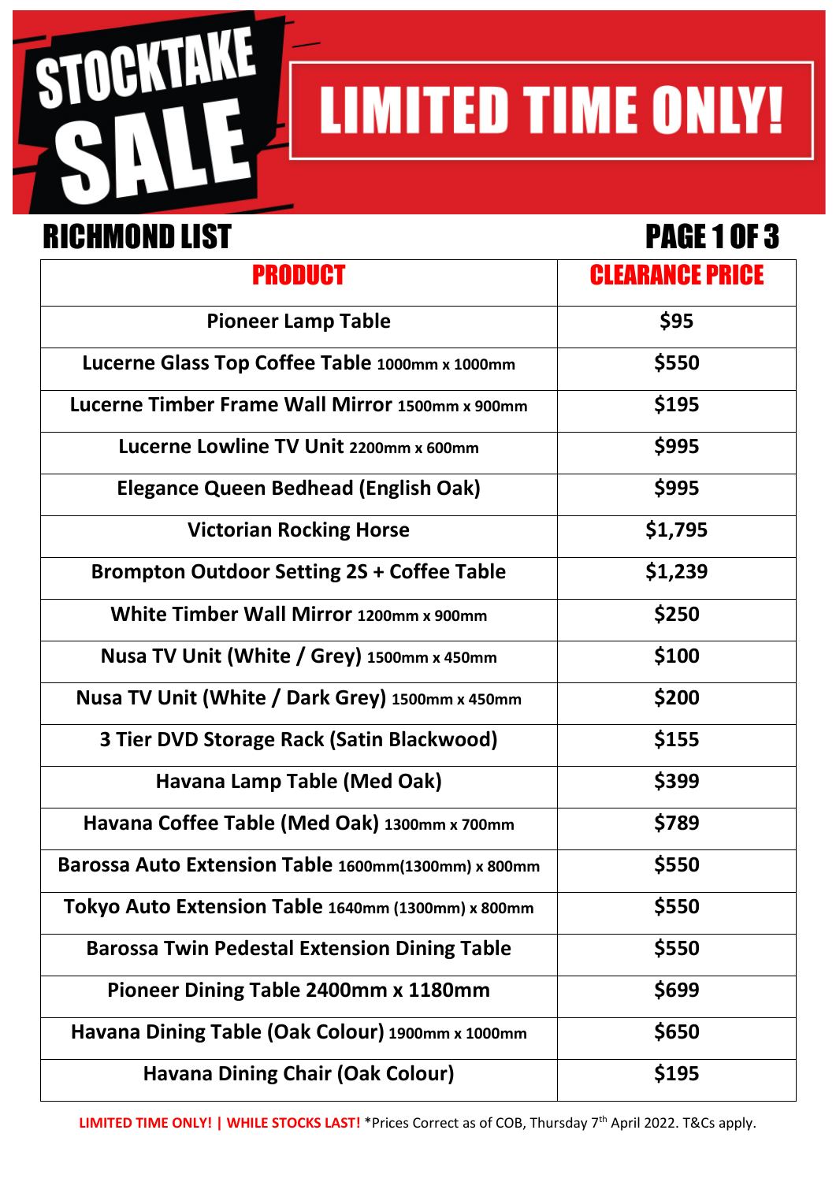# STOCKTAKE SALE

## LIMITED TIME ONLY!

## RICHMOND LIST

PAGE 1 OF 3

| PRODUCT | CLEARANCE PRICE |
|---|---|
| Pioneer Lamp Table | $95 |
| Lucerne Glass Top Coffee Table 1000mm x 1000mm | $550 |
| Lucerne Timber Frame Wall Mirror 1500mm x 900mm | $195 |
| Lucerne Lowline TV Unit 2200mm x 600mm | $995 |
| Elegance Queen Bedhead (English Oak) | $995 |
| Victorian Rocking Horse | $1,795 |
| Brompton Outdoor Setting 2S + Coffee Table | $1,239 |
| White Timber Wall Mirror 1200mm x 900mm | $250 |
| Nusa TV Unit (White / Grey) 1500mm x 450mm | $100 |
| Nusa TV Unit (White / Dark Grey) 1500mm x 450mm | $200 |
| 3 Tier DVD Storage Rack (Satin Blackwood) | $155 |
| Havana Lamp Table (Med Oak) | $399 |
| Havana Coffee Table (Med Oak) 1300mm x 700mm | $789 |
| Barossa Auto Extension Table 1600mm(1300mm) x 800mm | $550 |
| Tokyo Auto Extension Table 1640mm (1300mm) x 800mm | $550 |
| Barossa Twin Pedestal Extension Dining Table | $550 |
| Pioneer Dining Table 2400mm x 1180mm | $699 |
| Havana Dining Table (Oak Colour) 1900mm x 1000mm | $650 |
| Havana Dining Chair (Oak Colour) | $195 |

LIMITED TIME ONLY! | WHILE STOCKS LAST! *Prices Correct as of COB, Thursday 7th April 2022. T&Cs apply.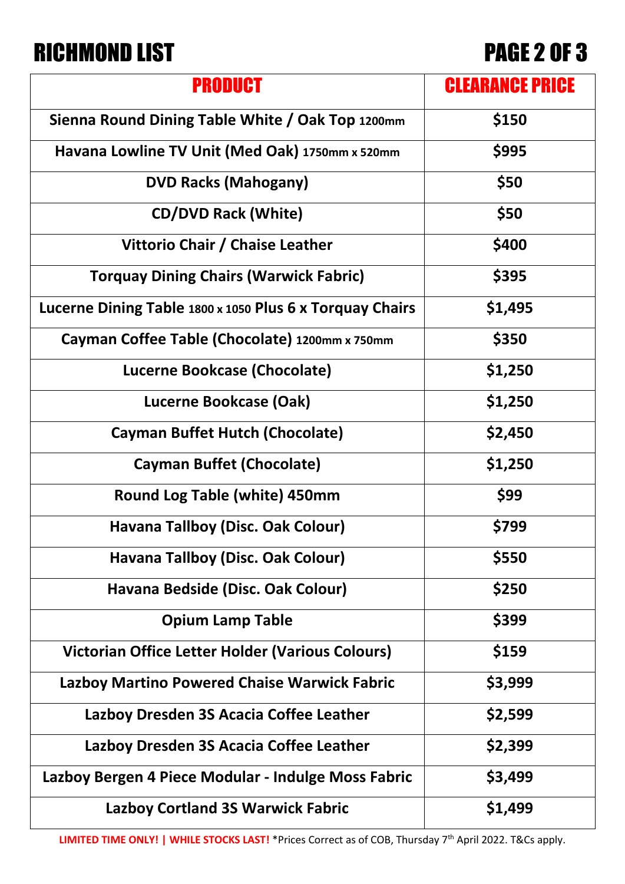# RICHMOND LIST

| PRODUCT | CLEARANCE PRICE |
| --- | --- |
| Sienna Round Dining Table White / Oak Top 1200mm | $150 |
| Havana Lowline TV Unit (Med Oak) 1750mm x 520mm | $995 |
| DVD Racks (Mahogany) | $50 |
| CD/DVD Rack (White) | $50 |
| Vittorio Chair / Chaise Leather | $400 |
| Torquay Dining Chairs (Warwick Fabric) | $395 |
| Lucerne Dining Table 1800 x 1050 Plus 6 x Torquay Chairs | $1,495 |
| Cayman Coffee Table (Chocolate) 1200mm x 750mm | $350 |
| Lucerne Bookcase (Chocolate) | $1,250 |
| Lucerne Bookcase (Oak) | $1,250 |
| Cayman Buffet Hutch (Chocolate) | $2,450 |
| Cayman Buffet (Chocolate) | $1,250 |
| Round Log Table (white) 450mm | $99 |
| Havana Tallboy (Disc. Oak Colour) | $799 |
| Havana Tallboy (Disc. Oak Colour) | $550 |
| Havana Bedside (Disc. Oak Colour) | $250 |
| Opium Lamp Table | $399 |
| Victorian Office Letter Holder (Various Colours) | $159 |
| Lazboy Martino Powered Chaise Warwick Fabric | $3,999 |
| Lazboy Dresden 3S Acacia Coffee Leather | $2,599 |
| Lazboy Dresden 3S Acacia Coffee Leather | $2,399 |
| Lazboy Bergen 4 Piece Modular - Indulge Moss Fabric | $3,499 |
| Lazboy Cortland 3S Warwick Fabric | $1,499 |

**LIMITED TIME ONLY! | WHILE STOCKS LAST!** *Prices Correct as of COB, Thursday 7th April 2022. T&Cs apply.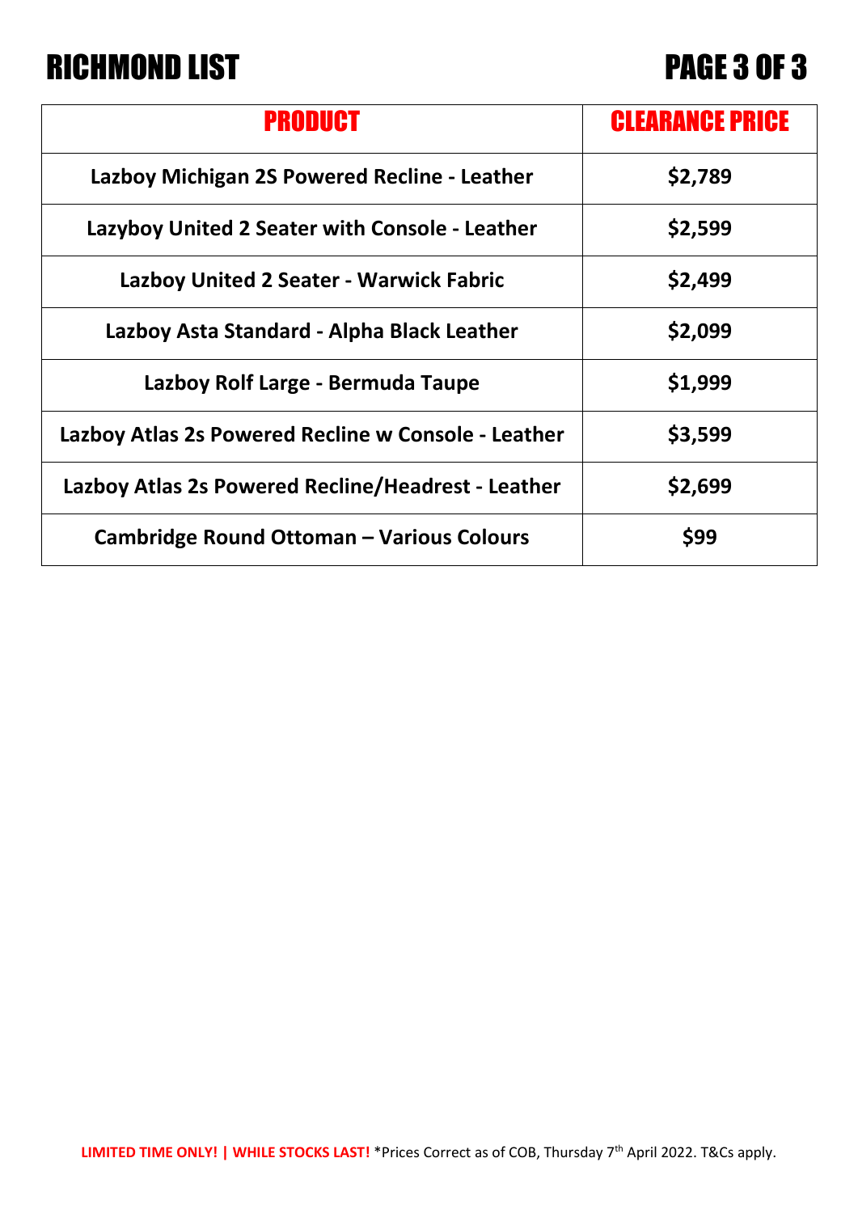# RICHMOND LIST

| PRODUCT | CLEARANCE PRICE |
|---|---|
| Lazboy Michigan 2S Powered Recline - Leather | $2,789 |
| Lazyboy United 2 Seater with Console - Leather | $2,599 |
| Lazboy United 2 Seater - Warwick Fabric | $2,499 |
| Lazboy Asta Standard - Alpha Black Leather | $2,099 |
| Lazboy Rolf Large - Bermuda Taupe | $1,999 |
| Lazboy Atlas 2s Powered Recline w Console - Leather | $3,599 |
| Lazboy Atlas 2s Powered Recline/Headrest - Leather | $2,699 |
| Cambridge Round Ottoman – Various Colours | $99 |

**LIMITED TIME ONLY! | WHILE STOCKS LAST!** *Prices Correct as of COB, Thursday 7th April 2022. T&Cs apply.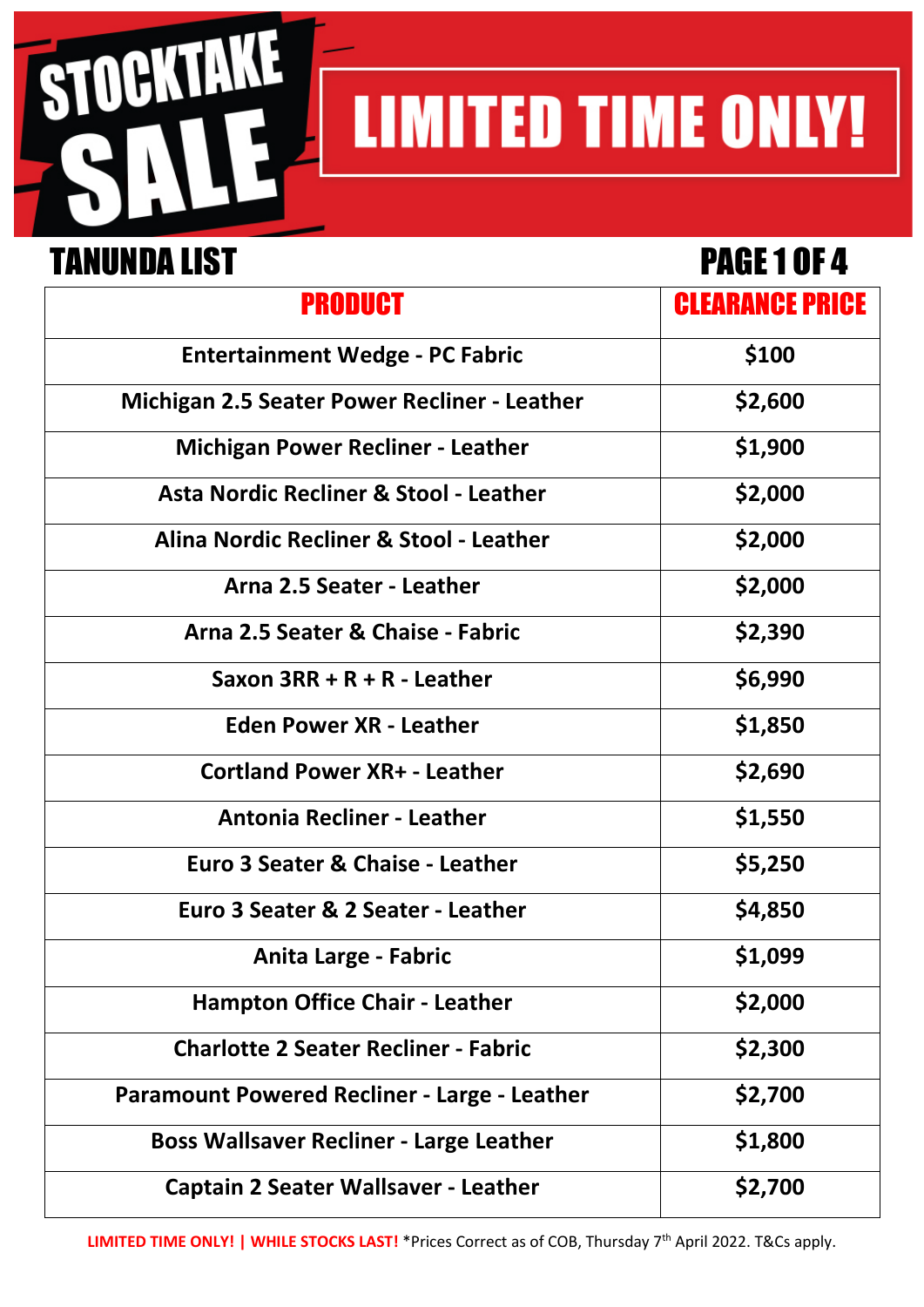# STOCKTAKE SALE

## LIMITED TIME ONLY!

## TANUNDA LIST

PAGE 1 OF 4

| PRODUCT | CLEARANCE PRICE |
| --- | --- |
| Entertainment Wedge - PC Fabric | $100 |
| Michigan 2.5 Seater Power Recliner - Leather | $2,600 |
| Michigan Power Recliner - Leather | $1,900 |
| Asta Nordic Recliner & Stool - Leather | $2,000 |
| Alina Nordic Recliner & Stool - Leather | $2,000 |
| Arna 2.5 Seater - Leather | $2,000 |
| Arna 2.5 Seater & Chaise - Fabric | $2,390 |
| Saxon 3RR + R + R - Leather | $6,990 |
| Eden Power XR - Leather | $1,850 |
| Cortland Power XR+ - Leather | $2,690 |
| Antonia Recliner - Leather | $1,550 |
| Euro 3 Seater & Chaise - Leather | $5,250 |
| Euro 3 Seater & 2 Seater - Leather | $4,850 |
| Anita Large - Fabric | $1,099 |
| Hampton Office Chair - Leather | $2,000 |
| Charlotte 2 Seater Recliner - Fabric | $2,300 |
| Paramount Powered Recliner - Large - Leather | $2,700 |
| Boss Wallsaver Recliner - Large Leather | $1,800 |
| Captain 2 Seater Wallsaver - Leather | $2,700 |

**LIMITED TIME ONLY! | WHILE STOCKS LAST!** *Prices Correct as of COB, Thursday 7th April 2022. T&Cs apply.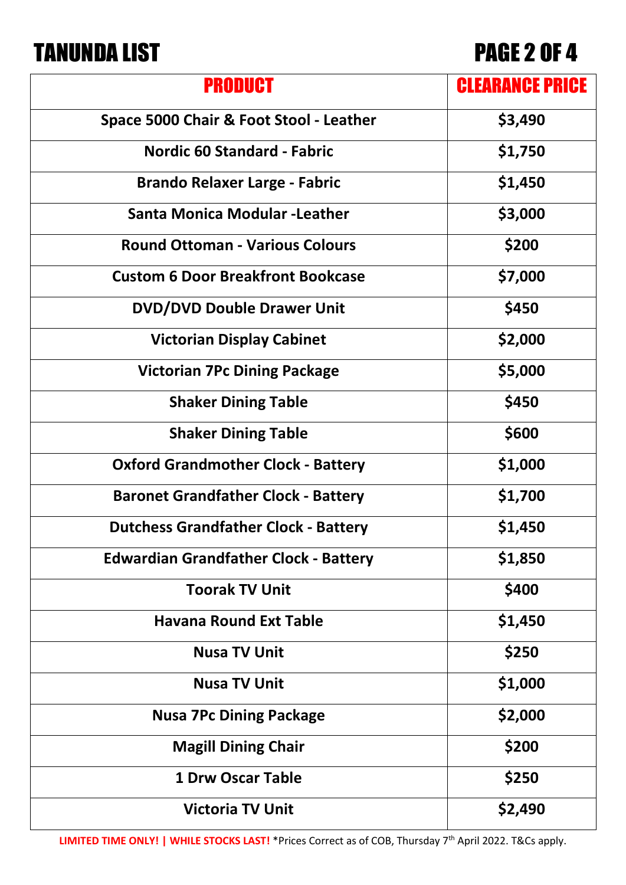# TANUNDA LIST

| PRODUCT | CLEARANCE PRICE |
| --- | --- |
| Space 5000 Chair & Foot Stool - Leather | $3,490 |
| Nordic 60 Standard - Fabric | $1,750 |
| Brando Relaxer Large - Fabric | $1,450 |
| Santa Monica Modular -Leather | $3,000 |
| Round Ottoman - Various Colours | $200 |
| Custom 6 Door Breakfront Bookcase | $7,000 |
| DVD/DVD Double Drawer Unit | $450 |
| Victorian Display Cabinet | $2,000 |
| Victorian 7Pc Dining Package | $5,000 |
| Shaker Dining Table | $450 |
| Shaker Dining Table | $600 |
| Oxford Grandmother Clock - Battery | $1,000 |
| Baronet Grandfather Clock - Battery | $1,700 |
| Dutchess Grandfather Clock - Battery | $1,450 |
| Edwardian Grandfather Clock - Battery | $1,850 |
| Toorak TV Unit | $400 |
| Havana Round Ext Table | $1,450 |
| Nusa TV Unit | $250 |
| Nusa TV Unit | $1,000 |
| Nusa 7Pc Dining Package | $2,000 |
| Magill Dining Chair | $200 |
| 1 Drw Oscar Table | $250 |
| Victoria TV Unit | $2,490 |

**LIMITED TIME ONLY! | WHILE STOCKS LAST!** *Prices Correct as of COB, Thursday 7th April 2022. T&Cs apply.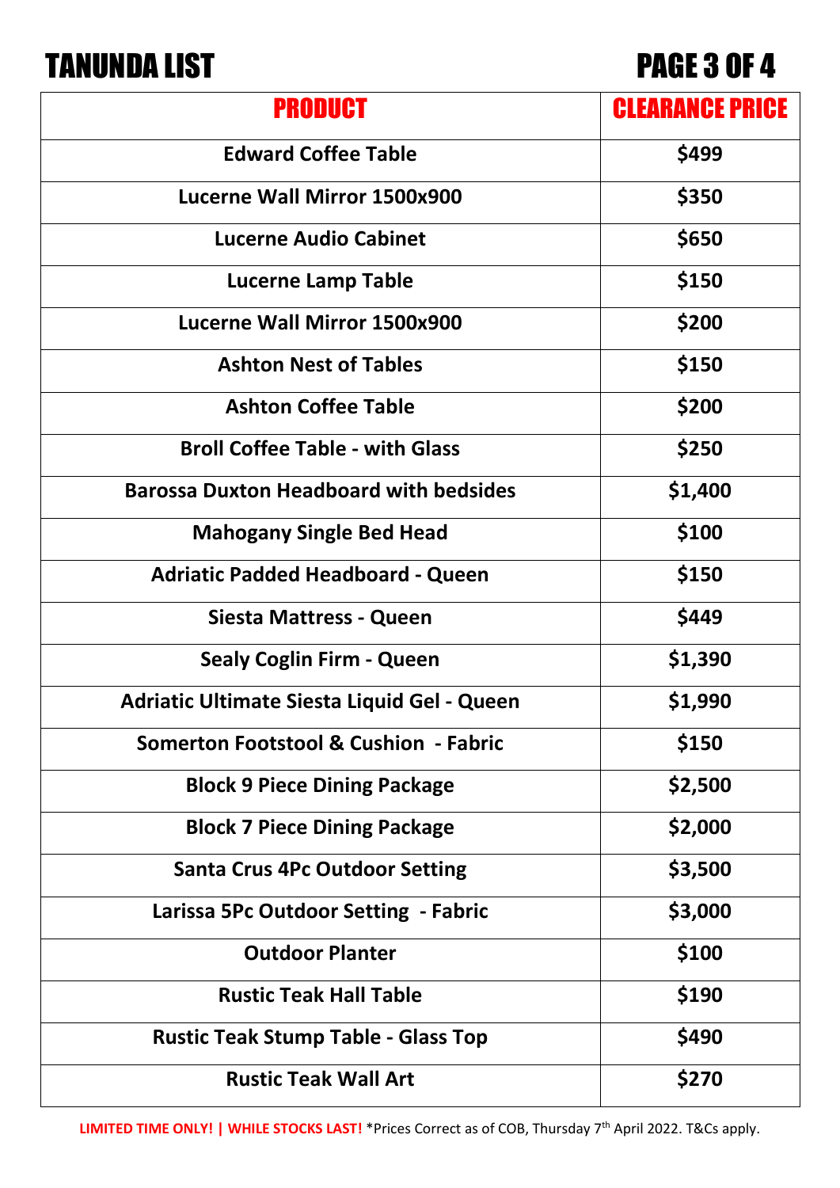# TANUNDA LIST

| PRODUCT | CLEARANCE PRICE |
|---|---|
| Edward Coffee Table | $499 |
| Lucerne Wall Mirror 1500x900 | $350 |
| Lucerne Audio Cabinet | $650 |
| Lucerne Lamp Table | $150 |
| Lucerne Wall Mirror 1500x900 | $200 |
| Ashton Nest of Tables | $150 |
| Ashton Coffee Table | $200 |
| Broll Coffee Table - with Glass | $250 |
| Barossa Duxton Headboard with bedsides | $1,400 |
| Mahogany Single Bed Head | $100 |
| Adriatic Padded Headboard - Queen | $150 |
| Siesta Mattress - Queen | $449 |
| Sealy Coglin Firm - Queen | $1,390 |
| Adriatic Ultimate Siesta Liquid Gel - Queen | $1,990 |
| Somerton Footstool & Cushion - Fabric | $150 |
| Block 9 Piece Dining Package | $2,500 |
| Block 7 Piece Dining Package | $2,000 |
| Santa Crus 4Pc Outdoor Setting | $3,500 |
| Larissa 5Pc Outdoor Setting - Fabric | $3,000 |
| Outdoor Planter | $100 |
| Rustic Teak Hall Table | $190 |
| Rustic Teak Stump Table - Glass Top | $490 |
| Rustic Teak Wall Art | $270 |

**LIMITED TIME ONLY! | WHILE STOCKS LAST!** *Prices Correct as of COB, Thursday 7th April 2022. T&Cs apply.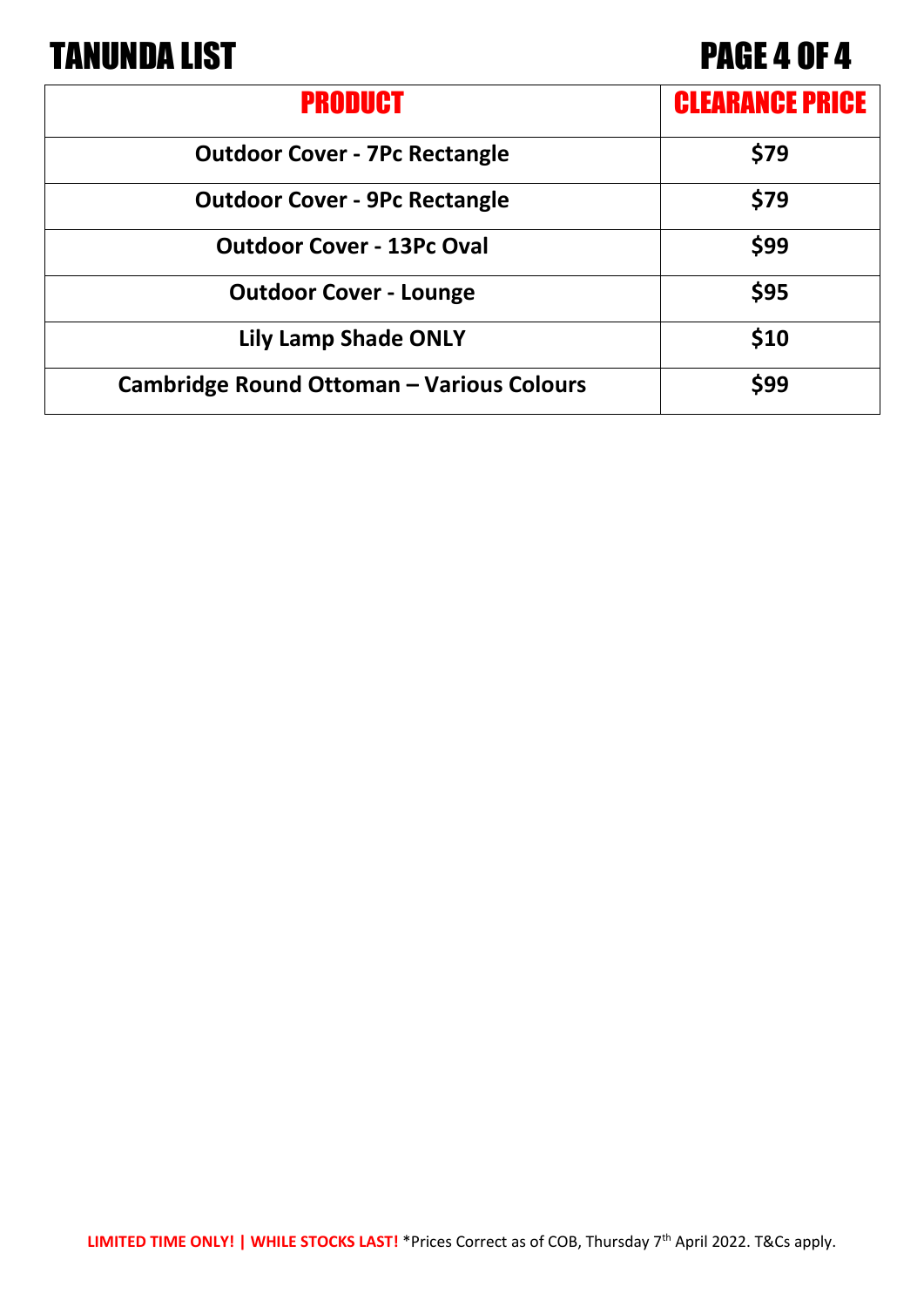# TANUNDA LIST

| PRODUCT | CLEARANCE PRICE |
|---|---|
| Outdoor Cover - 7Pc Rectangle | $79 |
| Outdoor Cover - 9Pc Rectangle | $79 |
| Outdoor Cover - 13Pc Oval | $99 |
| Outdoor Cover - Lounge | $95 |
| Lily Lamp Shade ONLY | $10 |
| Cambridge Round Ottoman – Various Colours | $99 |

**LIMITED TIME ONLY! | WHILE STOCKS LAST!** *Prices Correct as of COB, Thursday 7th April 2022. T&Cs apply.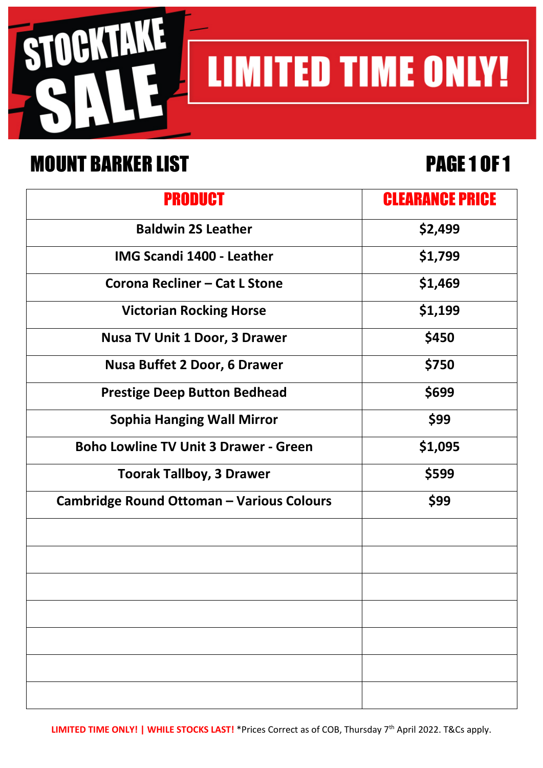# STOCKTAKE SALE

# LIMITED TIME ONLY!

## MOUNT BARKER LIST

## PAGE 1 OF 1

| PRODUCT | CLEARANCE PRICE |
|---|---|
| Baldwin 2S Leather | $2,499 |
| IMG Scandi 1400 - Leather | $1,799 |
| Corona Recliner – Cat L Stone | $1,469 |
| Victorian Rocking Horse | $1,199 |
| Nusa TV Unit 1 Door, 3 Drawer | $450 |
| Nusa Buffet 2 Door, 6 Drawer | $750 |
| Prestige Deep Button Bedhead | $699 |
| Sophia Hanging Wall Mirror | $99 |
| Boho Lowline TV Unit 3 Drawer - Green | $1,095 |
| Toorak Tallboy, 3 Drawer | $599 |
| Cambridge Round Ottoman – Various Colours | $99 |
| | |
| | |
| | |
| | |
| | |
| | |
| | |

**LIMITED TIME ONLY! | WHILE STOCKS LAST!** *Prices Correct as of COB, Thursday 7th April 2022. T&Cs apply.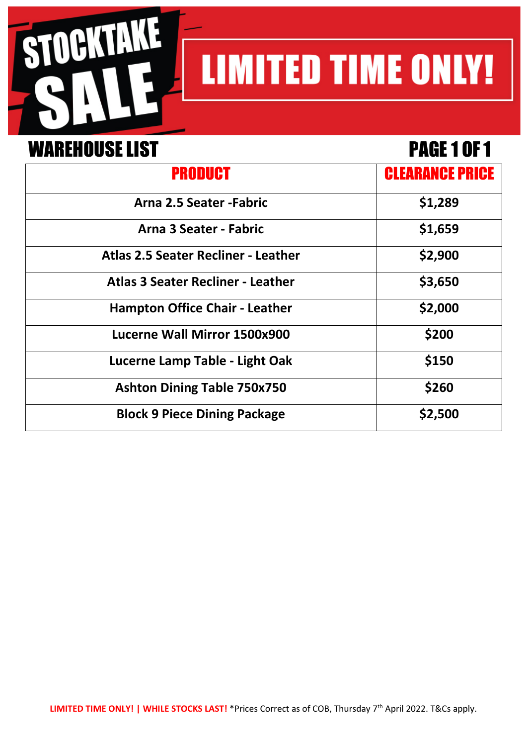# STOCKTAKE SALE

# LIMITED TIME ONLY!

## WAREHOUSE LIST

## PAGE 1 OF 1

| PRODUCT | CLEARANCE PRICE |
|---|---|
| Arna 2.5 Seater -Fabric | $1,289 |
| Arna 3 Seater - Fabric | $1,659 |
| Atlas 2.5 Seater Recliner - Leather | $2,900 |
| Atlas 3 Seater Recliner - Leather | $3,650 |
| Hampton Office Chair - Leather | $2,000 |
| Lucerne Wall Mirror 1500x900 | $200 |
| Lucerne Lamp Table - Light Oak | $150 |
| Ashton Dining Table 750x750 | $260 |
| Block 9 Piece Dining Package | $2,500 |

**LIMITED TIME ONLY! | WHILE STOCKS LAST!** *Prices Correct as of COB, Thursday 7th April 2022. T&Cs apply.